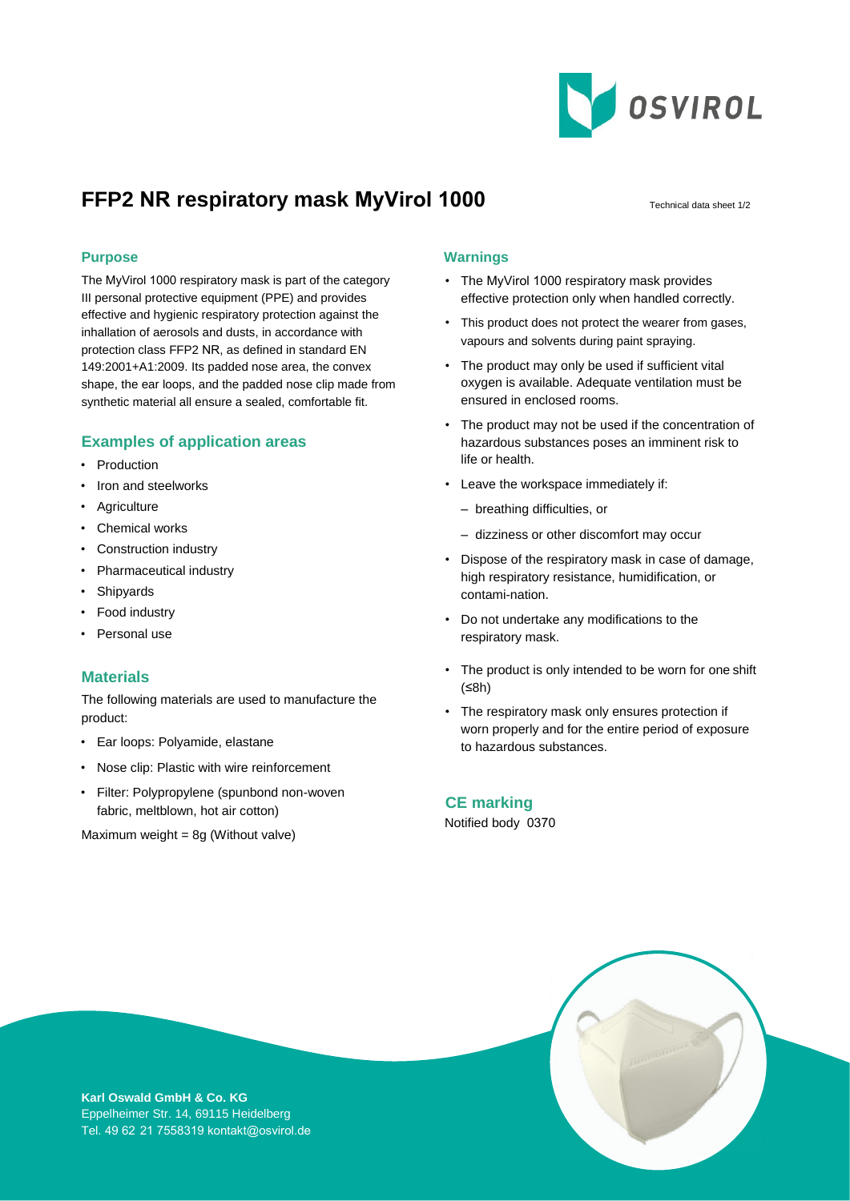# FFP2 NR respiratory mask MyVirol 1000

Technical data sheet 1/2

## Purpose

The MyVirol 1000 respiratory mask is part of the category III personal protective equipment (PPE) and provides effective and hygienic respiratory protection against the inhallation of aerosols and dusts, in accordance with protection class FFP2 NR, as defined in standard EN 149:2001+A1:2009. Its padded nose area, the convex shape, the ear loops, and the padded nose clip made from synthetic material all ensure a sealed, comfortable fit.

## Examples of application areas

- Production
- Iron and steelworks
- Agriculture
- Chemical works
- Construction industry
- Pharmaceutical industry
- Shipyards
- Food industry
- Personal use

## Materials

The following materials are used to manufacture the product:

- Ear loops: Polyamide, elastane
- Nose clip: Plastic with wire reinforcement
- Filter: Polypropylene (spunbond non-woven fabric, meltblown, hot air cotton)

Maximum weight = 8g (Without valve)

## Warnings

- The MyVirol 1000 respiratory mask provides effective protection only when handled correctly.
- This product does not protect the wearer from gases, vapours and solvents during paint spraying.
- The product may only be used if sufficient vital oxygen is available. Adequate ventilation must be ensured in enclosed rooms.
- The product may not be used if the concentration of hazardous substances poses an imminent risk to life or health.
- Leave the workspace immediately if:
  - breathing difficulties, or
  - dizziness or other discomfort may occur
- Dispose of the respiratory mask in case of damage, high respiratory resistance, humidification, or contami-nation.
- Do not undertake any modifications to the respiratory mask.
- The product is only intended to be worn for one shift (≤8h)
- The respiratory mask only ensures protection if worn properly and for the entire period of exposure to hazardous substances.

## CE marking

Notified body 0370

**Karl Oswald GmbH & Co. KG**
Eppelheimer Str. 14, 69115 Heidelberg
Tel. 49 62 21 7558319 kontakt@osvirol.de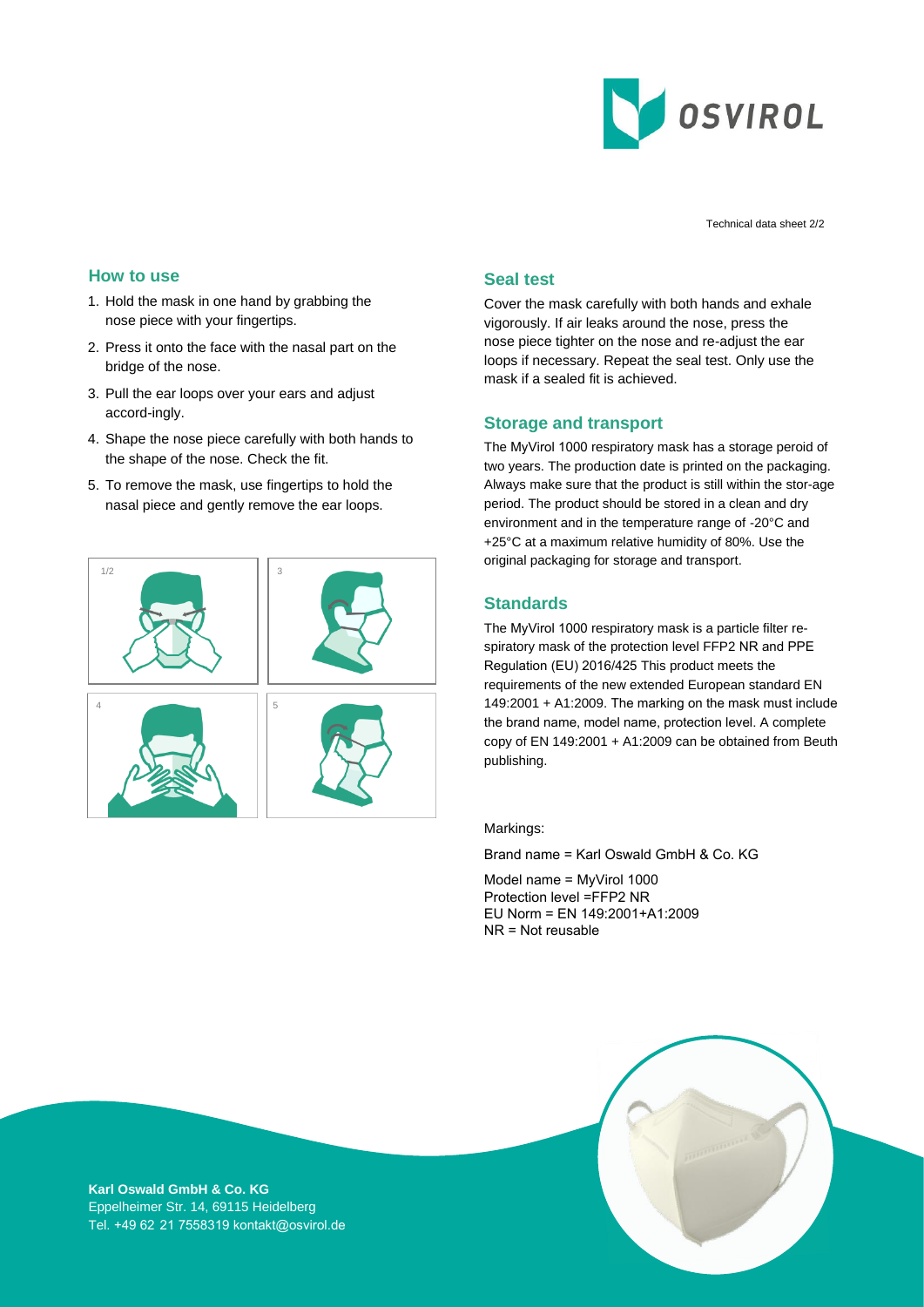Technical data sheet 2/2

## How to use

1. Hold the mask in one hand by grabbing the nose piece with your fingertips.
2. Press it onto the face with the nasal part on the bridge of the nose.
3. Pull the ear loops over your ears and adjust accord-ingly.
4. Shape the nose piece carefully with both hands to the shape of the nose. Check the fit.
5. To remove the mask, use fingertips to hold the nasal piece and gently remove the ear loops.

1/2

3

4

5

## Seal test

Cover the mask carefully with both hands and exhale vigorously. If air leaks around the nose, press the nose piece tighter on the nose and re-adjust the ear loops if necessary. Repeat the seal test. Only use the mask if a sealed fit is achieved.

## Storage and transport

The MyVirol 1000 respiratory mask has a storage peroid of two years. The production date is printed on the packaging. Always make sure that the product is still within the stor-age period. The product should be stored in a clean and dry environment and in the temperature range of -20°C and +25°C at a maximum relative humidity of 80%. Use the original packaging for storage and transport.

## Standards

The MyVirol 1000 respiratory mask is a particle filter re-spiratory mask of the protection level FFP2 NR and PPE Regulation (EU) 2016/425 This product meets the requirements of the new extended European standard EN 149:2001 + A1:2009. The marking on the mask must include the brand name, model name, protection level. A complete copy of EN 149:2001 + A1:2009 can be obtained from Beuth publishing.

Markings:

Brand name = Karl Oswald GmbH & Co. KG

Model name = MyVirol 1000
Protection level =FFP2 NR
EU Norm = EN 149:2001+A1:2009
NR = Not reusable

**Karl Oswald GmbH & Co. KG**
Eppelheimer Str. 14, 69115 Heidelberg
Tel. +49 62 21 7558319 kontakt@osvirol.de